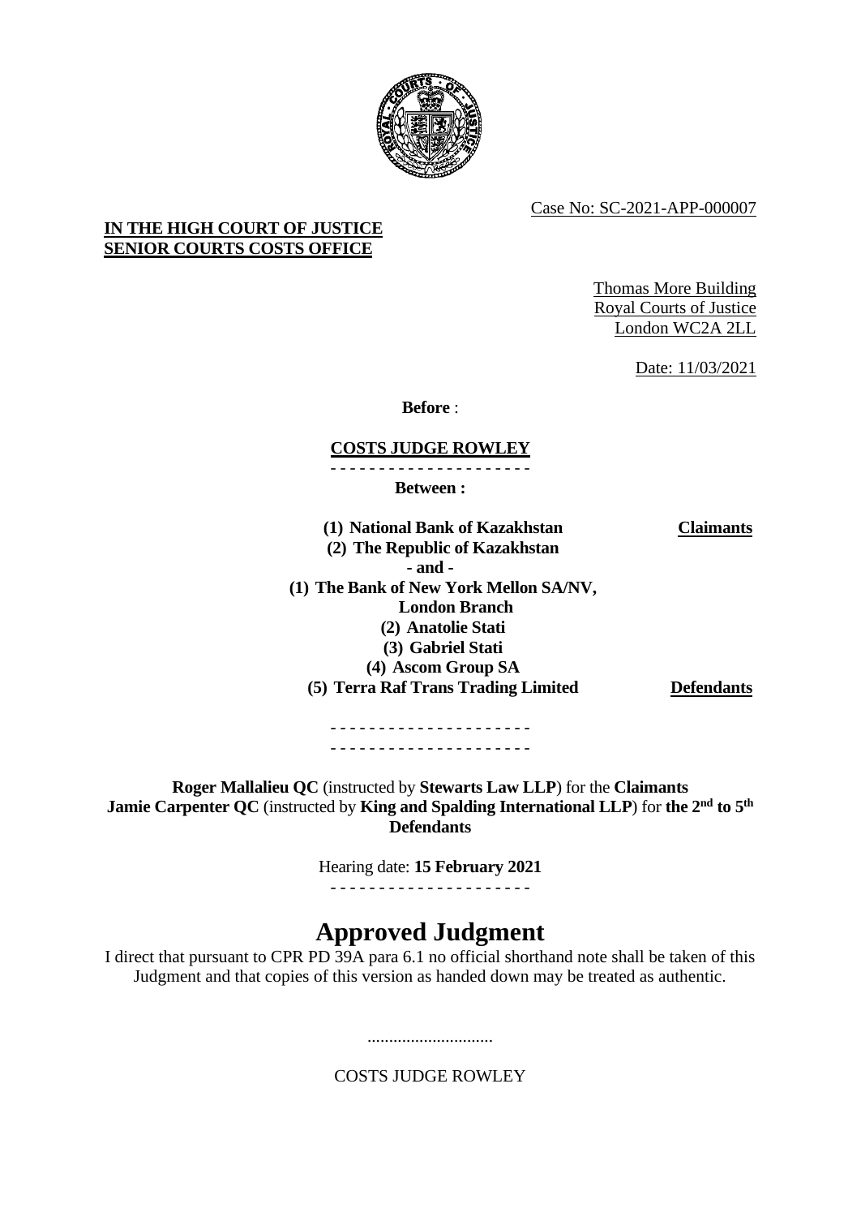Case No: SC-2021-APP-000007

**IN THE HIGH COURT OF JUSTICE**
**SENIOR COURTS COSTS OFFICE**

Thomas More Building
Royal Courts of Justice
London WC2A 2LL

Date: 11/03/2021

**Before** :

**COSTS JUDGE ROWLEY**

- - - - - - - - - - - - - - - - - - - - -

**Between :**

| | |
|---|---|
| **(1) National Bank of Kazakhstan** **(2) The Republic of Kazakhstan** | **Claimants** |
| **- and -** | |
| **(1) The Bank of New York Mellon SA/NV, London Branch** **(2) Anatolie Stati** **(3) Gabriel Stati** **(4) Ascom Group SA** **(5) Terra Raf Trans Trading Limited** | **Defendants** |

- - - - - - - - - - - - - - - - - - - - -
- - - - - - - - - - - - - - - - - - - - -

**Roger Mallalieu QC** (instructed by **Stewarts Law LLP**) for the **Claimants**
**Jamie Carpenter QC** (instructed by **King and Spalding International LLP**) for **the 2nd to 5th Defendants**

Hearing date: **15 February 2021**

- - - - - - - - - - - - - - - - - - - - -

# Approved Judgment

I direct that pursuant to CPR PD 39A para 6.1 no official shorthand note shall be taken of this Judgment and that copies of this version as handed down may be treated as authentic.

.............................

COSTS JUDGE ROWLEY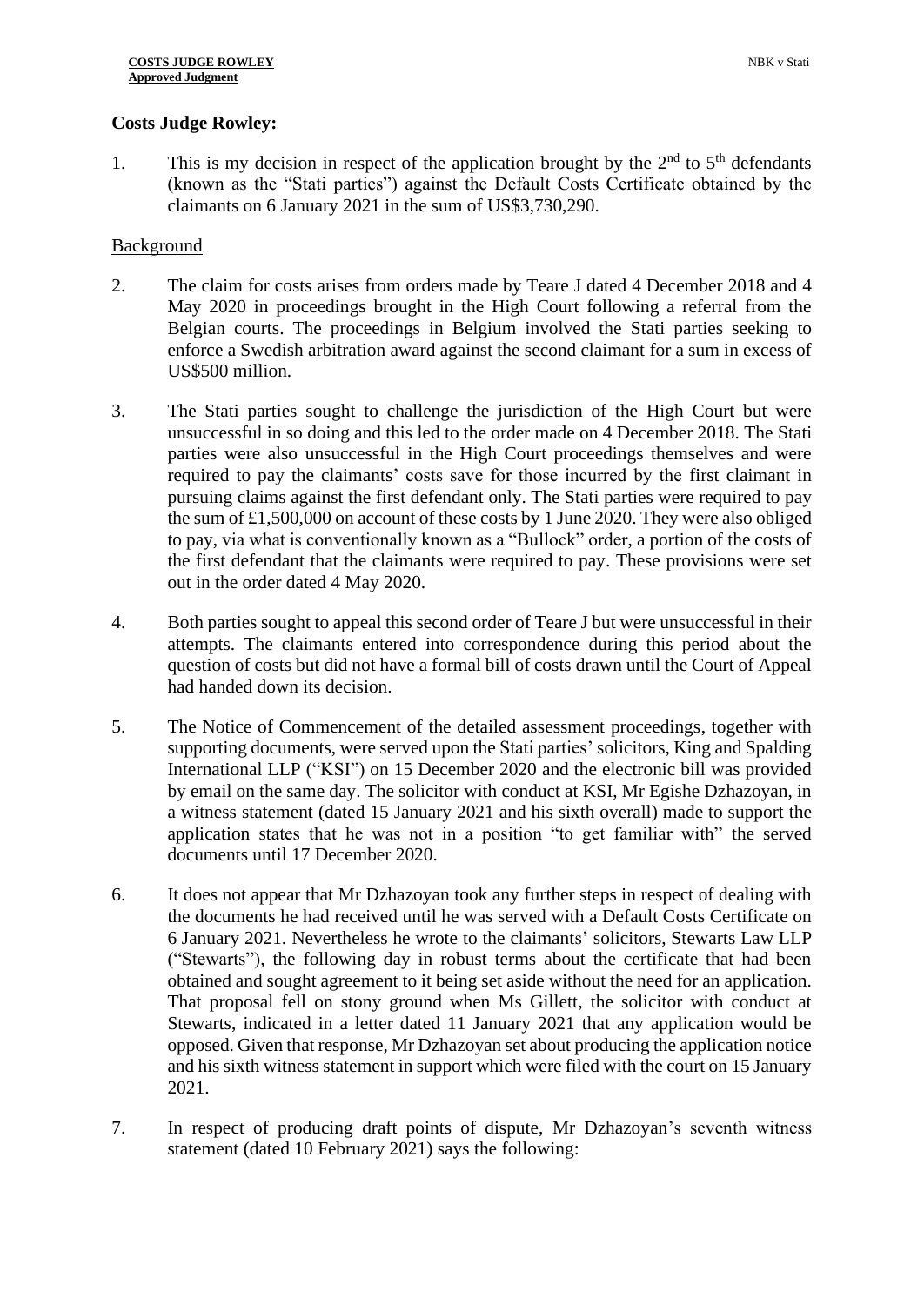**Costs Judge Rowley:**

1. This is my decision in respect of the application brought by the 2nd to 5th defendants (known as the "Stati parties") against the Default Costs Certificate obtained by the claimants on 6 January 2021 in the sum of US$3,730,290.

Background

2. The claim for costs arises from orders made by Teare J dated 4 December 2018 and 4 May 2020 in proceedings brought in the High Court following a referral from the Belgian courts. The proceedings in Belgium involved the Stati parties seeking to enforce a Swedish arbitration award against the second claimant for a sum in excess of US$500 million.

3. The Stati parties sought to challenge the jurisdiction of the High Court but were unsuccessful in so doing and this led to the order made on 4 December 2018. The Stati parties were also unsuccessful in the High Court proceedings themselves and were required to pay the claimants' costs save for those incurred by the first claimant in pursuing claims against the first defendant only. The Stati parties were required to pay the sum of £1,500,000 on account of these costs by 1 June 2020. They were also obliged to pay, via what is conventionally known as a "Bullock" order, a portion of the costs of the first defendant that the claimants were required to pay. These provisions were set out in the order dated 4 May 2020.

4. Both parties sought to appeal this second order of Teare J but were unsuccessful in their attempts. The claimants entered into correspondence during this period about the question of costs but did not have a formal bill of costs drawn until the Court of Appeal had handed down its decision.

5. The Notice of Commencement of the detailed assessment proceedings, together with supporting documents, were served upon the Stati parties' solicitors, King and Spalding International LLP ("KSI") on 15 December 2020 and the electronic bill was provided by email on the same day. The solicitor with conduct at KSI, Mr Egishe Dzhazoyan, in a witness statement (dated 15 January 2021 and his sixth overall) made to support the application states that he was not in a position "to get familiar with" the served documents until 17 December 2020.

6. It does not appear that Mr Dzhazoyan took any further steps in respect of dealing with the documents he had received until he was served with a Default Costs Certificate on 6 January 2021. Nevertheless he wrote to the claimants' solicitors, Stewarts Law LLP ("Stewarts"), the following day in robust terms about the certificate that had been obtained and sought agreement to it being set aside without the need for an application. That proposal fell on stony ground when Ms Gillett, the solicitor with conduct at Stewarts, indicated in a letter dated 11 January 2021 that any application would be opposed. Given that response, Mr Dzhazoyan set about producing the application notice and his sixth witness statement in support which were filed with the court on 15 January 2021.

7. In respect of producing draft points of dispute, Mr Dzhazoyan's seventh witness statement (dated 10 February 2021) says the following: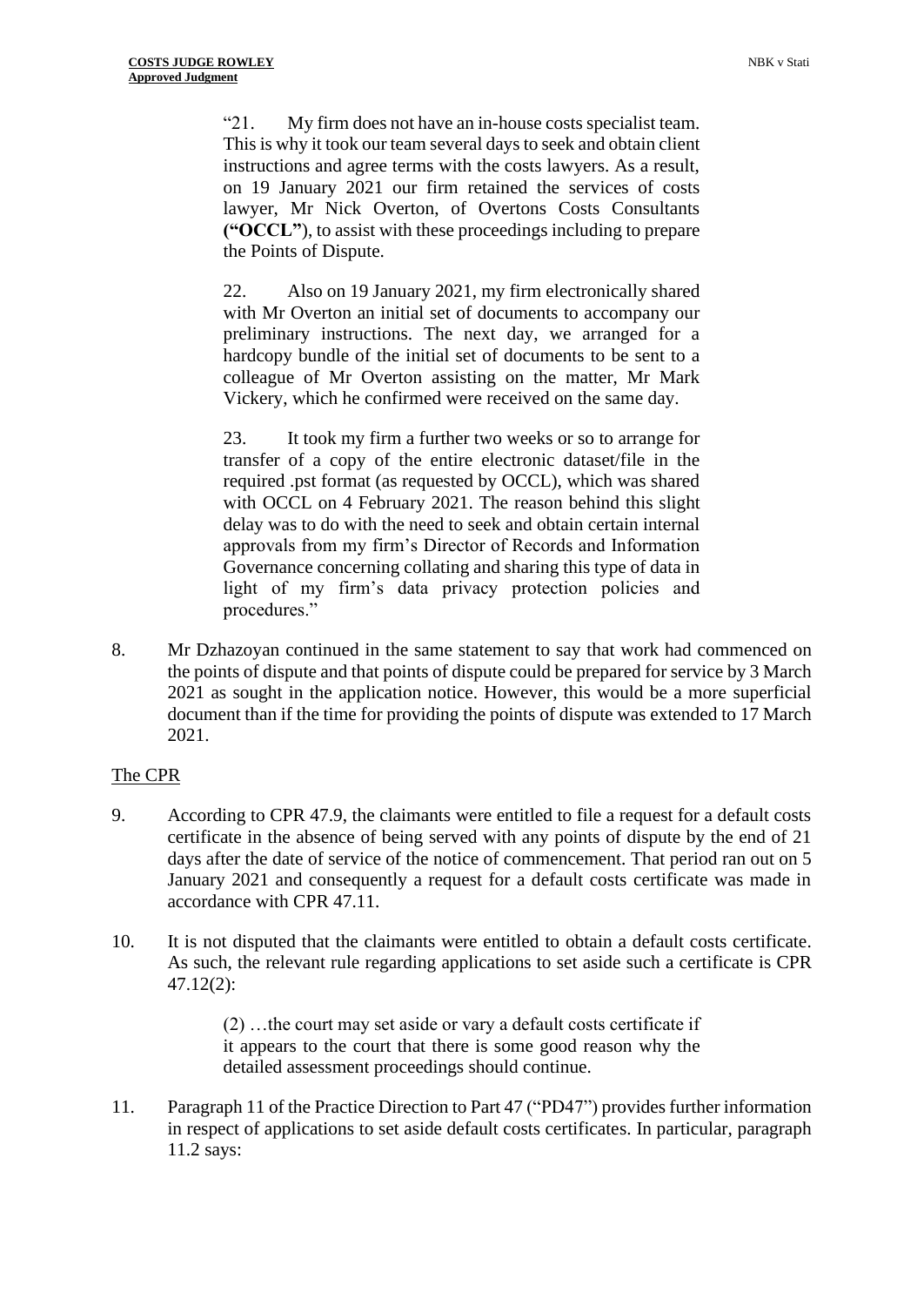> "21. My firm does not have an in-house costs specialist team. This is why it took our team several days to seek and obtain client instructions and agree terms with the costs lawyers. As a result, on 19 January 2021 our firm retained the services of costs lawyer, Mr Nick Overton, of Overtons Costs Consultants **("OCCL")**, to assist with these proceedings including to prepare the Points of Dispute.
>
> 22. Also on 19 January 2021, my firm electronically shared with Mr Overton an initial set of documents to accompany our preliminary instructions. The next day, we arranged for a hardcopy bundle of the initial set of documents to be sent to a colleague of Mr Overton assisting on the matter, Mr Mark Vickery, which he confirmed were received on the same day.
>
> 23. It took my firm a further two weeks or so to arrange for transfer of a copy of the entire electronic dataset/file in the required .pst format (as requested by OCCL), which was shared with OCCL on 4 February 2021. The reason behind this slight delay was to do with the need to seek and obtain certain internal approvals from my firm's Director of Records and Information Governance concerning collating and sharing this type of data in light of my firm's data privacy protection policies and procedures."

8. Mr Dzhazoyan continued in the same statement to say that work had commenced on the points of dispute and that points of dispute could be prepared for service by 3 March 2021 as sought in the application notice. However, this would be a more superficial document than if the time for providing the points of dispute was extended to 17 March 2021.

## The CPR

9. According to CPR 47.9, the claimants were entitled to file a request for a default costs certificate in the absence of being served with any points of dispute by the end of 21 days after the date of service of the notice of commencement. That period ran out on 5 January 2021 and consequently a request for a default costs certificate was made in accordance with CPR 47.11.

10. It is not disputed that the claimants were entitled to obtain a default costs certificate. As such, the relevant rule regarding applications to set aside such a certificate is CPR 47.12(2):

> (2) …the court may set aside or vary a default costs certificate if it appears to the court that there is some good reason why the detailed assessment proceedings should continue.

11. Paragraph 11 of the Practice Direction to Part 47 ("PD47") provides further information in respect of applications to set aside default costs certificates. In particular, paragraph 11.2 says: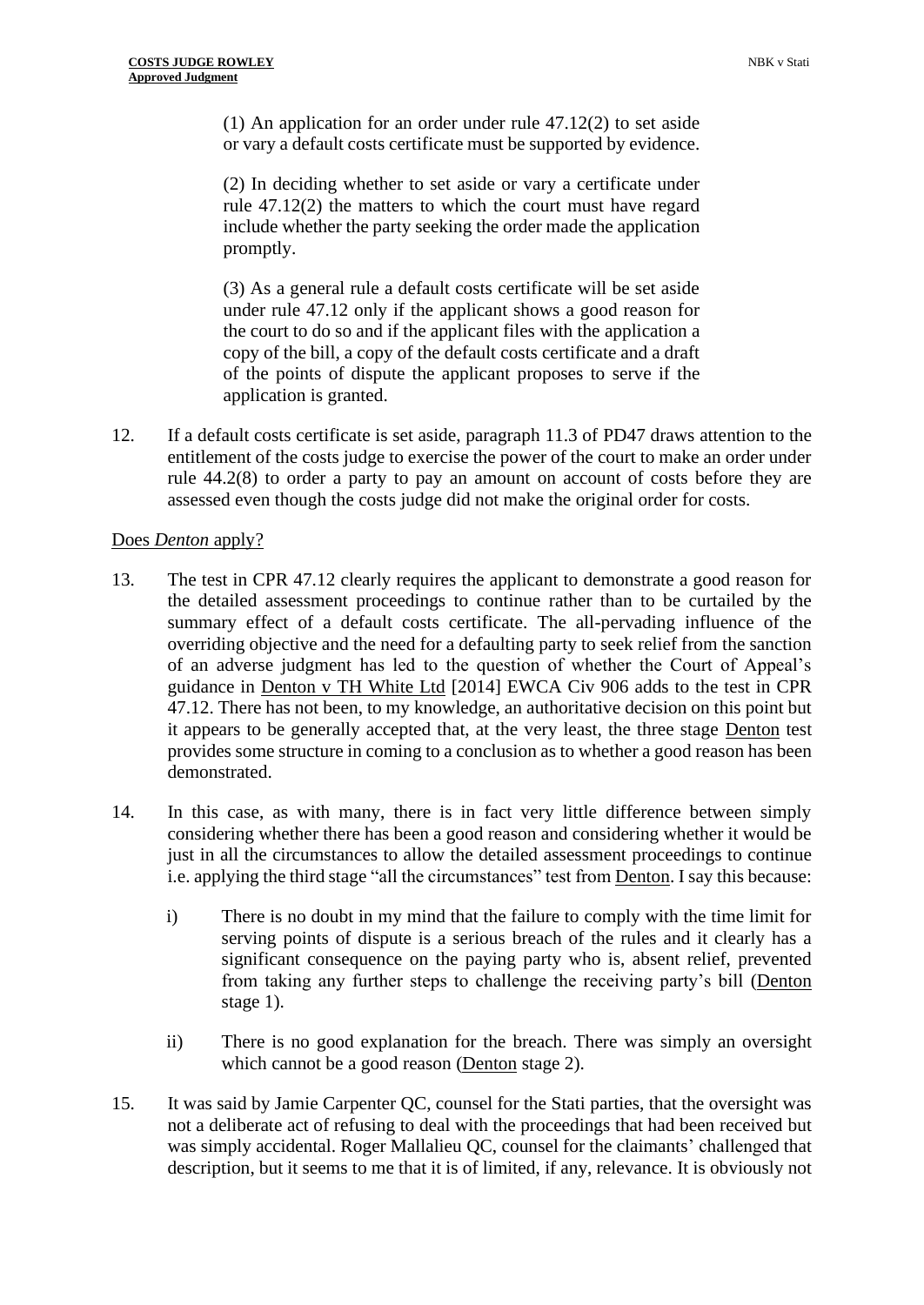(1) An application for an order under rule 47.12(2) to set aside or vary a default costs certificate must be supported by evidence.

(2) In deciding whether to set aside or vary a certificate under rule 47.12(2) the matters to which the court must have regard include whether the party seeking the order made the application promptly.

(3) As a general rule a default costs certificate will be set aside under rule 47.12 only if the applicant shows a good reason for the court to do so and if the applicant files with the application a copy of the bill, a copy of the default costs certificate and a draft of the points of dispute the applicant proposes to serve if the application is granted.

12. If a default costs certificate is set aside, paragraph 11.3 of PD47 draws attention to the entitlement of the costs judge to exercise the power of the court to make an order under rule 44.2(8) to order a party to pay an amount on account of costs before they are assessed even though the costs judge did not make the original order for costs.

Does *Denton* apply?

13. The test in CPR 47.12 clearly requires the applicant to demonstrate a good reason for the detailed assessment proceedings to continue rather than to be curtailed by the summary effect of a default costs certificate. The all-pervading influence of the overriding objective and the need for a defaulting party to seek relief from the sanction of an adverse judgment has led to the question of whether the Court of Appeal's guidance in Denton v TH White Ltd [2014] EWCA Civ 906 adds to the test in CPR 47.12. There has not been, to my knowledge, an authoritative decision on this point but it appears to be generally accepted that, at the very least, the three stage Denton test provides some structure in coming to a conclusion as to whether a good reason has been demonstrated.

14. In this case, as with many, there is in fact very little difference between simply considering whether there has been a good reason and considering whether it would be just in all the circumstances to allow the detailed assessment proceedings to continue i.e. applying the third stage "all the circumstances" test from Denton. I say this because:

    i) There is no doubt in my mind that the failure to comply with the time limit for serving points of dispute is a serious breach of the rules and it clearly has a significant consequence on the paying party who is, absent relief, prevented from taking any further steps to challenge the receiving party's bill (Denton stage 1).

    ii) There is no good explanation for the breach. There was simply an oversight which cannot be a good reason (Denton stage 2).

15. It was said by Jamie Carpenter QC, counsel for the Stati parties, that the oversight was not a deliberate act of refusing to deal with the proceedings that had been received but was simply accidental. Roger Mallalieu QC, counsel for the claimants' challenged that description, but it seems to me that it is of limited, if any, relevance. It is obviously not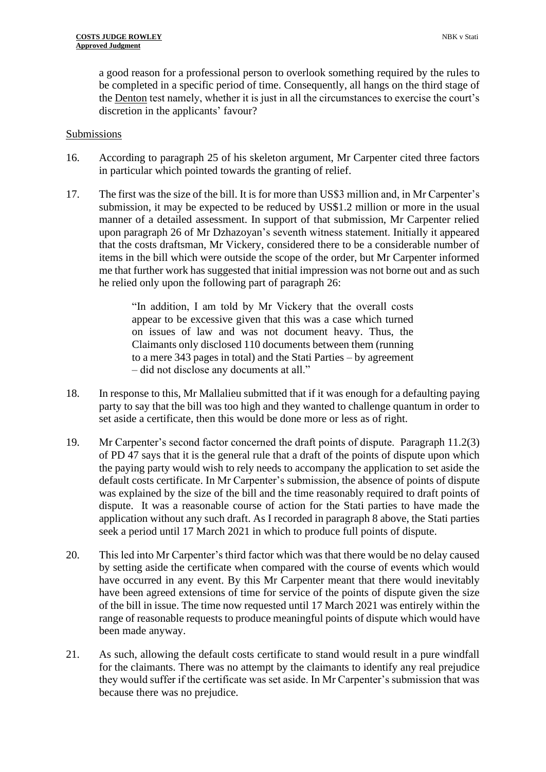a good reason for a professional person to overlook something required by the rules to be completed in a specific period of time. Consequently, all hangs on the third stage of the Denton test namely, whether it is just in all the circumstances to exercise the court's discretion in the applicants' favour?

## Submissions

16. According to paragraph 25 of his skeleton argument, Mr Carpenter cited three factors in particular which pointed towards the granting of relief.

17. The first was the size of the bill. It is for more than US$3 million and, in Mr Carpenter's submission, it may be expected to be reduced by US$1.2 million or more in the usual manner of a detailed assessment. In support of that submission, Mr Carpenter relied upon paragraph 26 of Mr Dzhazoyan's seventh witness statement. Initially it appeared that the costs draftsman, Mr Vickery, considered there to be a considerable number of items in the bill which were outside the scope of the order, but Mr Carpenter informed me that further work has suggested that initial impression was not borne out and as such he relied only upon the following part of paragraph 26:

> "In addition, I am told by Mr Vickery that the overall costs appear to be excessive given that this was a case which turned on issues of law and was not document heavy. Thus, the Claimants only disclosed 110 documents between them (running to a mere 343 pages in total) and the Stati Parties – by agreement – did not disclose any documents at all."

18. In response to this, Mr Mallalieu submitted that if it was enough for a defaulting paying party to say that the bill was too high and they wanted to challenge quantum in order to set aside a certificate, then this would be done more or less as of right.

19. Mr Carpenter's second factor concerned the draft points of dispute. Paragraph 11.2(3) of PD 47 says that it is the general rule that a draft of the points of dispute upon which the paying party would wish to rely needs to accompany the application to set aside the default costs certificate. In Mr Carpenter's submission, the absence of points of dispute was explained by the size of the bill and the time reasonably required to draft points of dispute. It was a reasonable course of action for the Stati parties to have made the application without any such draft. As I recorded in paragraph 8 above, the Stati parties seek a period until 17 March 2021 in which to produce full points of dispute.

20. This led into Mr Carpenter's third factor which was that there would be no delay caused by setting aside the certificate when compared with the course of events which would have occurred in any event. By this Mr Carpenter meant that there would inevitably have been agreed extensions of time for service of the points of dispute given the size of the bill in issue. The time now requested until 17 March 2021 was entirely within the range of reasonable requests to produce meaningful points of dispute which would have been made anyway.

21. As such, allowing the default costs certificate to stand would result in a pure windfall for the claimants. There was no attempt by the claimants to identify any real prejudice they would suffer if the certificate was set aside. In Mr Carpenter's submission that was because there was no prejudice.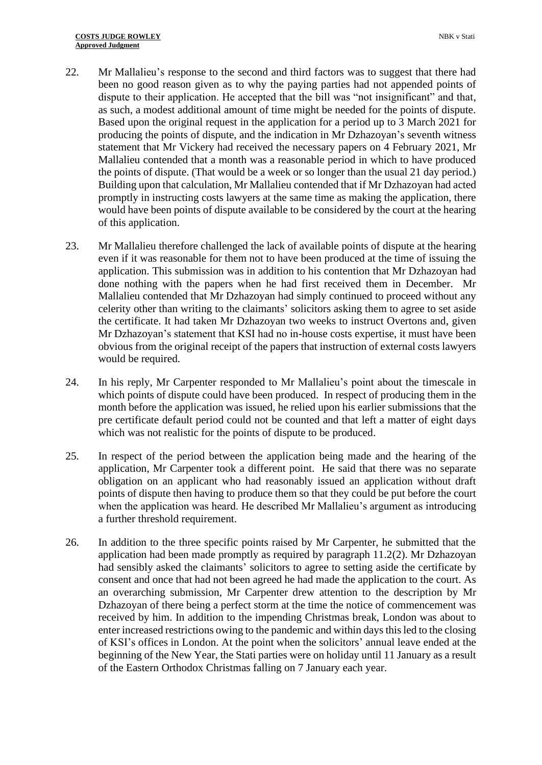22. Mr Mallalieu's response to the second and third factors was to suggest that there had been no good reason given as to why the paying parties had not appended points of dispute to their application. He accepted that the bill was "not insignificant" and that, as such, a modest additional amount of time might be needed for the points of dispute. Based upon the original request in the application for a period up to 3 March 2021 for producing the points of dispute, and the indication in Mr Dzhazoyan's seventh witness statement that Mr Vickery had received the necessary papers on 4 February 2021, Mr Mallalieu contended that a month was a reasonable period in which to have produced the points of dispute. (That would be a week or so longer than the usual 21 day period.) Building upon that calculation, Mr Mallalieu contended that if Mr Dzhazoyan had acted promptly in instructing costs lawyers at the same time as making the application, there would have been points of dispute available to be considered by the court at the hearing of this application.

23. Mr Mallalieu therefore challenged the lack of available points of dispute at the hearing even if it was reasonable for them not to have been produced at the time of issuing the application. This submission was in addition to his contention that Mr Dzhazoyan had done nothing with the papers when he had first received them in December. Mr Mallalieu contended that Mr Dzhazoyan had simply continued to proceed without any celerity other than writing to the claimants' solicitors asking them to agree to set aside the certificate. It had taken Mr Dzhazoyan two weeks to instruct Overtons and, given Mr Dzhazoyan's statement that KSI had no in-house costs expertise, it must have been obvious from the original receipt of the papers that instruction of external costs lawyers would be required.

24. In his reply, Mr Carpenter responded to Mr Mallalieu's point about the timescale in which points of dispute could have been produced. In respect of producing them in the month before the application was issued, he relied upon his earlier submissions that the pre certificate default period could not be counted and that left a matter of eight days which was not realistic for the points of dispute to be produced.

25. In respect of the period between the application being made and the hearing of the application, Mr Carpenter took a different point. He said that there was no separate obligation on an applicant who had reasonably issued an application without draft points of dispute then having to produce them so that they could be put before the court when the application was heard. He described Mr Mallalieu's argument as introducing a further threshold requirement.

26. In addition to the three specific points raised by Mr Carpenter, he submitted that the application had been made promptly as required by paragraph 11.2(2). Mr Dzhazoyan had sensibly asked the claimants' solicitors to agree to setting aside the certificate by consent and once that had not been agreed he had made the application to the court. As an overarching submission, Mr Carpenter drew attention to the description by Mr Dzhazoyan of there being a perfect storm at the time the notice of commencement was received by him. In addition to the impending Christmas break, London was about to enter increased restrictions owing to the pandemic and within days this led to the closing of KSI's offices in London. At the point when the solicitors' annual leave ended at the beginning of the New Year, the Stati parties were on holiday until 11 January as a result of the Eastern Orthodox Christmas falling on 7 January each year.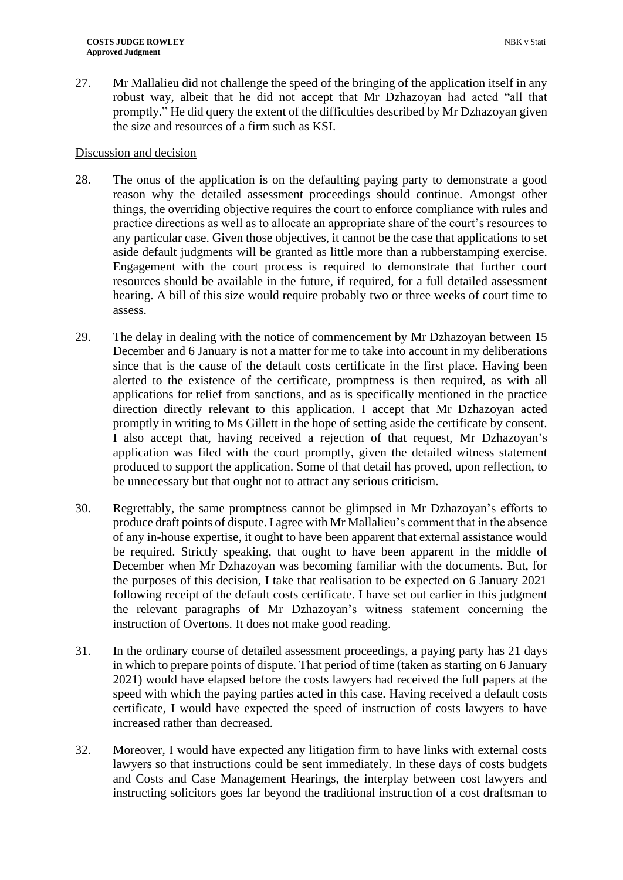27. Mr Mallalieu did not challenge the speed of the bringing of the application itself in any robust way, albeit that he did not accept that Mr Dzhazoyan had acted "all that promptly." He did query the extent of the difficulties described by Mr Dzhazoyan given the size and resources of a firm such as KSI.

Discussion and decision

28. The onus of the application is on the defaulting paying party to demonstrate a good reason why the detailed assessment proceedings should continue. Amongst other things, the overriding objective requires the court to enforce compliance with rules and practice directions as well as to allocate an appropriate share of the court's resources to any particular case. Given those objectives, it cannot be the case that applications to set aside default judgments will be granted as little more than a rubberstamping exercise. Engagement with the court process is required to demonstrate that further court resources should be available in the future, if required, for a full detailed assessment hearing. A bill of this size would require probably two or three weeks of court time to assess.

29. The delay in dealing with the notice of commencement by Mr Dzhazoyan between 15 December and 6 January is not a matter for me to take into account in my deliberations since that is the cause of the default costs certificate in the first place. Having been alerted to the existence of the certificate, promptness is then required, as with all applications for relief from sanctions, and as is specifically mentioned in the practice direction directly relevant to this application. I accept that Mr Dzhazoyan acted promptly in writing to Ms Gillett in the hope of setting aside the certificate by consent. I also accept that, having received a rejection of that request, Mr Dzhazoyan's application was filed with the court promptly, given the detailed witness statement produced to support the application. Some of that detail has proved, upon reflection, to be unnecessary but that ought not to attract any serious criticism.

30. Regrettably, the same promptness cannot be glimpsed in Mr Dzhazoyan's efforts to produce draft points of dispute. I agree with Mr Mallalieu's comment that in the absence of any in-house expertise, it ought to have been apparent that external assistance would be required. Strictly speaking, that ought to have been apparent in the middle of December when Mr Dzhazoyan was becoming familiar with the documents. But, for the purposes of this decision, I take that realisation to be expected on 6 January 2021 following receipt of the default costs certificate. I have set out earlier in this judgment the relevant paragraphs of Mr Dzhazoyan's witness statement concerning the instruction of Overtons. It does not make good reading.

31. In the ordinary course of detailed assessment proceedings, a paying party has 21 days in which to prepare points of dispute. That period of time (taken as starting on 6 January 2021) would have elapsed before the costs lawyers had received the full papers at the speed with which the paying parties acted in this case. Having received a default costs certificate, I would have expected the speed of instruction of costs lawyers to have increased rather than decreased.

32. Moreover, I would have expected any litigation firm to have links with external costs lawyers so that instructions could be sent immediately. In these days of costs budgets and Costs and Case Management Hearings, the interplay between cost lawyers and instructing solicitors goes far beyond the traditional instruction of a cost draftsman to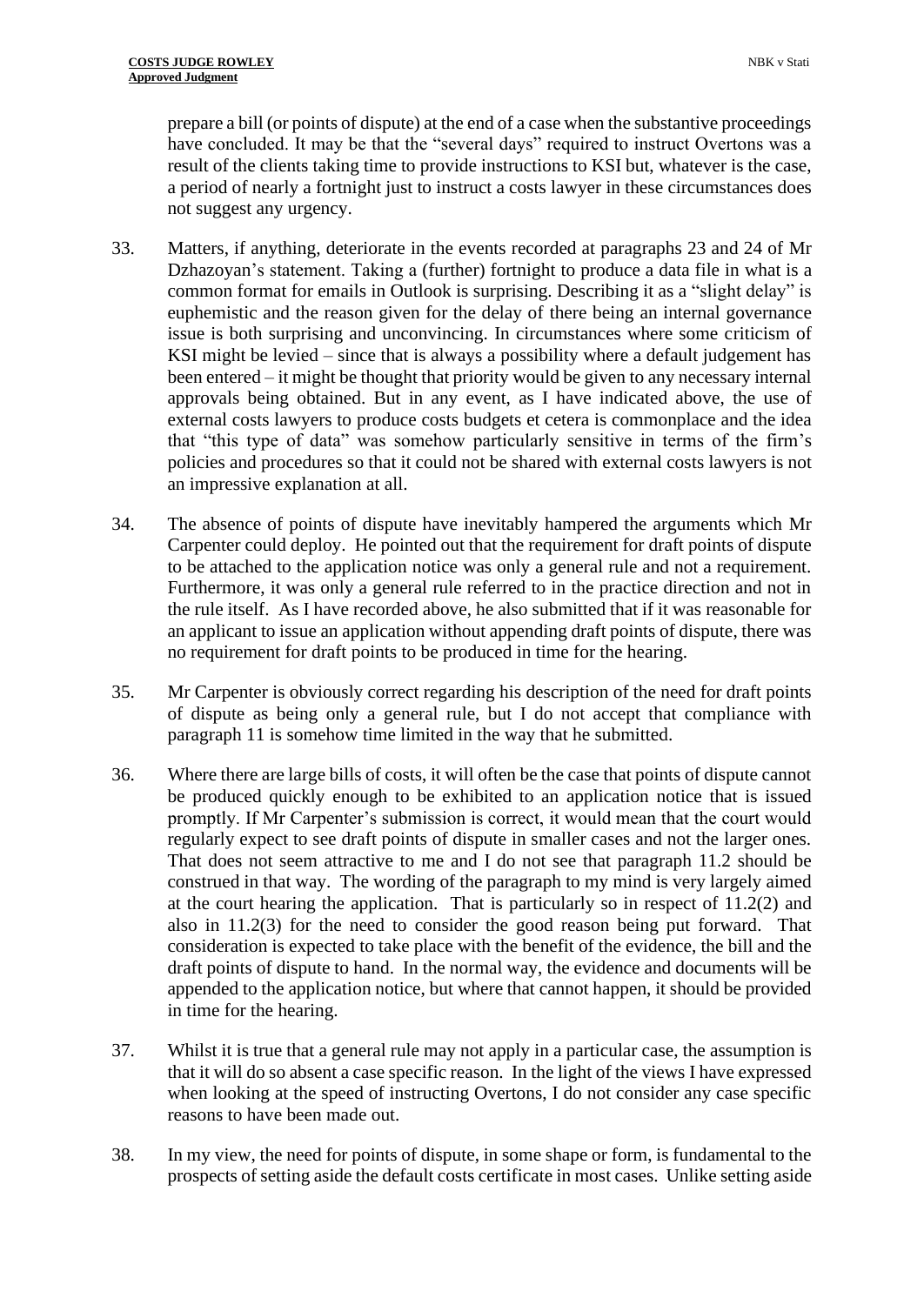prepare a bill (or points of dispute) at the end of a case when the substantive proceedings have concluded. It may be that the "several days" required to instruct Overtons was a result of the clients taking time to provide instructions to KSI but, whatever is the case, a period of nearly a fortnight just to instruct a costs lawyer in these circumstances does not suggest any urgency.

33. Matters, if anything, deteriorate in the events recorded at paragraphs 23 and 24 of Mr Dzhazoyan's statement. Taking a (further) fortnight to produce a data file in what is a common format for emails in Outlook is surprising. Describing it as a "slight delay" is euphemistic and the reason given for the delay of there being an internal governance issue is both surprising and unconvincing. In circumstances where some criticism of KSI might be levied – since that is always a possibility where a default judgement has been entered – it might be thought that priority would be given to any necessary internal approvals being obtained. But in any event, as I have indicated above, the use of external costs lawyers to produce costs budgets et cetera is commonplace and the idea that "this type of data" was somehow particularly sensitive in terms of the firm's policies and procedures so that it could not be shared with external costs lawyers is not an impressive explanation at all.

34. The absence of points of dispute have inevitably hampered the arguments which Mr Carpenter could deploy. He pointed out that the requirement for draft points of dispute to be attached to the application notice was only a general rule and not a requirement. Furthermore, it was only a general rule referred to in the practice direction and not in the rule itself. As I have recorded above, he also submitted that if it was reasonable for an applicant to issue an application without appending draft points of dispute, there was no requirement for draft points to be produced in time for the hearing.

35. Mr Carpenter is obviously correct regarding his description of the need for draft points of dispute as being only a general rule, but I do not accept that compliance with paragraph 11 is somehow time limited in the way that he submitted.

36. Where there are large bills of costs, it will often be the case that points of dispute cannot be produced quickly enough to be exhibited to an application notice that is issued promptly. If Mr Carpenter's submission is correct, it would mean that the court would regularly expect to see draft points of dispute in smaller cases and not the larger ones. That does not seem attractive to me and I do not see that paragraph 11.2 should be construed in that way. The wording of the paragraph to my mind is very largely aimed at the court hearing the application. That is particularly so in respect of 11.2(2) and also in 11.2(3) for the need to consider the good reason being put forward. That consideration is expected to take place with the benefit of the evidence, the bill and the draft points of dispute to hand. In the normal way, the evidence and documents will be appended to the application notice, but where that cannot happen, it should be provided in time for the hearing.

37. Whilst it is true that a general rule may not apply in a particular case, the assumption is that it will do so absent a case specific reason. In the light of the views I have expressed when looking at the speed of instructing Overtons, I do not consider any case specific reasons to have been made out.

38. In my view, the need for points of dispute, in some shape or form, is fundamental to the prospects of setting aside the default costs certificate in most cases. Unlike setting aside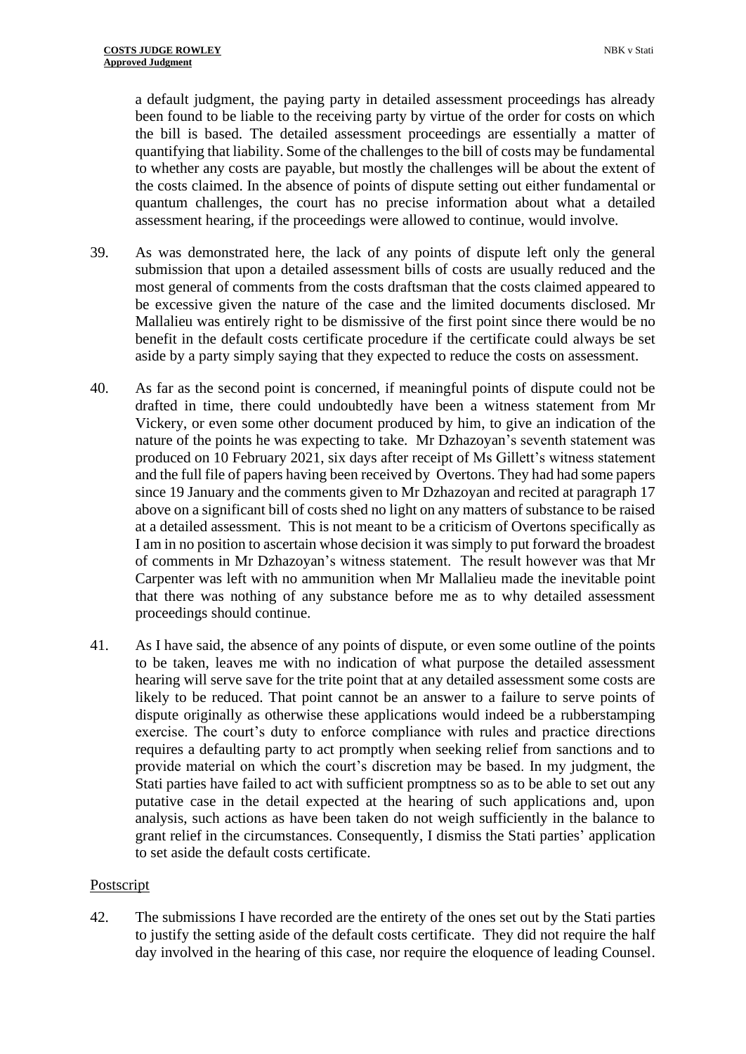a default judgment, the paying party in detailed assessment proceedings has already been found to be liable to the receiving party by virtue of the order for costs on which the bill is based. The detailed assessment proceedings are essentially a matter of quantifying that liability. Some of the challenges to the bill of costs may be fundamental to whether any costs are payable, but mostly the challenges will be about the extent of the costs claimed. In the absence of points of dispute setting out either fundamental or quantum challenges, the court has no precise information about what a detailed assessment hearing, if the proceedings were allowed to continue, would involve.

39. As was demonstrated here, the lack of any points of dispute left only the general submission that upon a detailed assessment bills of costs are usually reduced and the most general of comments from the costs draftsman that the costs claimed appeared to be excessive given the nature of the case and the limited documents disclosed. Mr Mallalieu was entirely right to be dismissive of the first point since there would be no benefit in the default costs certificate procedure if the certificate could always be set aside by a party simply saying that they expected to reduce the costs on assessment.

40. As far as the second point is concerned, if meaningful points of dispute could not be drafted in time, there could undoubtedly have been a witness statement from Mr Vickery, or even some other document produced by him, to give an indication of the nature of the points he was expecting to take. Mr Dzhazoyan's seventh statement was produced on 10 February 2021, six days after receipt of Ms Gillett's witness statement and the full file of papers having been received by Overtons. They had had some papers since 19 January and the comments given to Mr Dzhazoyan and recited at paragraph 17 above on a significant bill of costs shed no light on any matters of substance to be raised at a detailed assessment. This is not meant to be a criticism of Overtons specifically as I am in no position to ascertain whose decision it was simply to put forward the broadest of comments in Mr Dzhazoyan's witness statement. The result however was that Mr Carpenter was left with no ammunition when Mr Mallalieu made the inevitable point that there was nothing of any substance before me as to why detailed assessment proceedings should continue.

41. As I have said, the absence of any points of dispute, or even some outline of the points to be taken, leaves me with no indication of what purpose the detailed assessment hearing will serve save for the trite point that at any detailed assessment some costs are likely to be reduced. That point cannot be an answer to a failure to serve points of dispute originally as otherwise these applications would indeed be a rubberstamping exercise. The court's duty to enforce compliance with rules and practice directions requires a defaulting party to act promptly when seeking relief from sanctions and to provide material on which the court's discretion may be based. In my judgment, the Stati parties have failed to act with sufficient promptness so as to be able to set out any putative case in the detail expected at the hearing of such applications and, upon analysis, such actions as have been taken do not weigh sufficiently in the balance to grant relief in the circumstances. Consequently, I dismiss the Stati parties' application to set aside the default costs certificate.

## Postscript

42. The submissions I have recorded are the entirety of the ones set out by the Stati parties to justify the setting aside of the default costs certificate. They did not require the half day involved in the hearing of this case, nor require the eloquence of leading Counsel.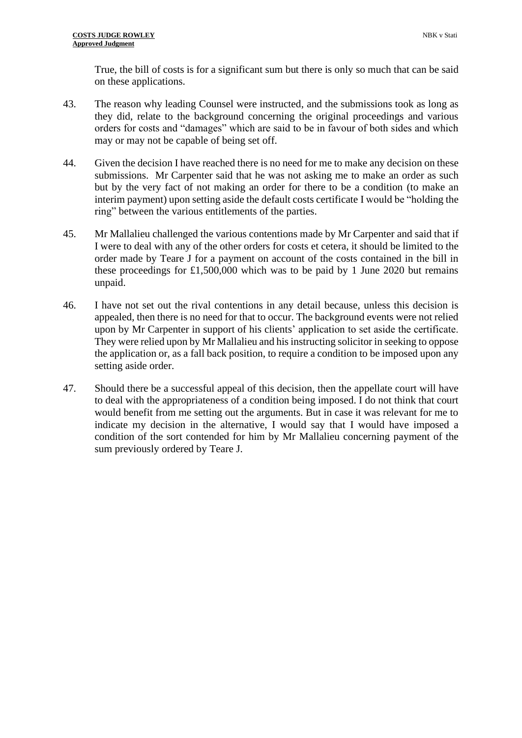True, the bill of costs is for a significant sum but there is only so much that can be said on these applications.

43. The reason why leading Counsel were instructed, and the submissions took as long as they did, relate to the background concerning the original proceedings and various orders for costs and "damages" which are said to be in favour of both sides and which may or may not be capable of being set off.

44. Given the decision I have reached there is no need for me to make any decision on these submissions. Mr Carpenter said that he was not asking me to make an order as such but by the very fact of not making an order for there to be a condition (to make an interim payment) upon setting aside the default costs certificate I would be "holding the ring" between the various entitlements of the parties.

45. Mr Mallalieu challenged the various contentions made by Mr Carpenter and said that if I were to deal with any of the other orders for costs et cetera, it should be limited to the order made by Teare J for a payment on account of the costs contained in the bill in these proceedings for £1,500,000 which was to be paid by 1 June 2020 but remains unpaid.

46. I have not set out the rival contentions in any detail because, unless this decision is appealed, then there is no need for that to occur. The background events were not relied upon by Mr Carpenter in support of his clients' application to set aside the certificate. They were relied upon by Mr Mallalieu and his instructing solicitor in seeking to oppose the application or, as a fall back position, to require a condition to be imposed upon any setting aside order.

47. Should there be a successful appeal of this decision, then the appellate court will have to deal with the appropriateness of a condition being imposed. I do not think that court would benefit from me setting out the arguments. But in case it was relevant for me to indicate my decision in the alternative, I would say that I would have imposed a condition of the sort contended for him by Mr Mallalieu concerning payment of the sum previously ordered by Teare J.